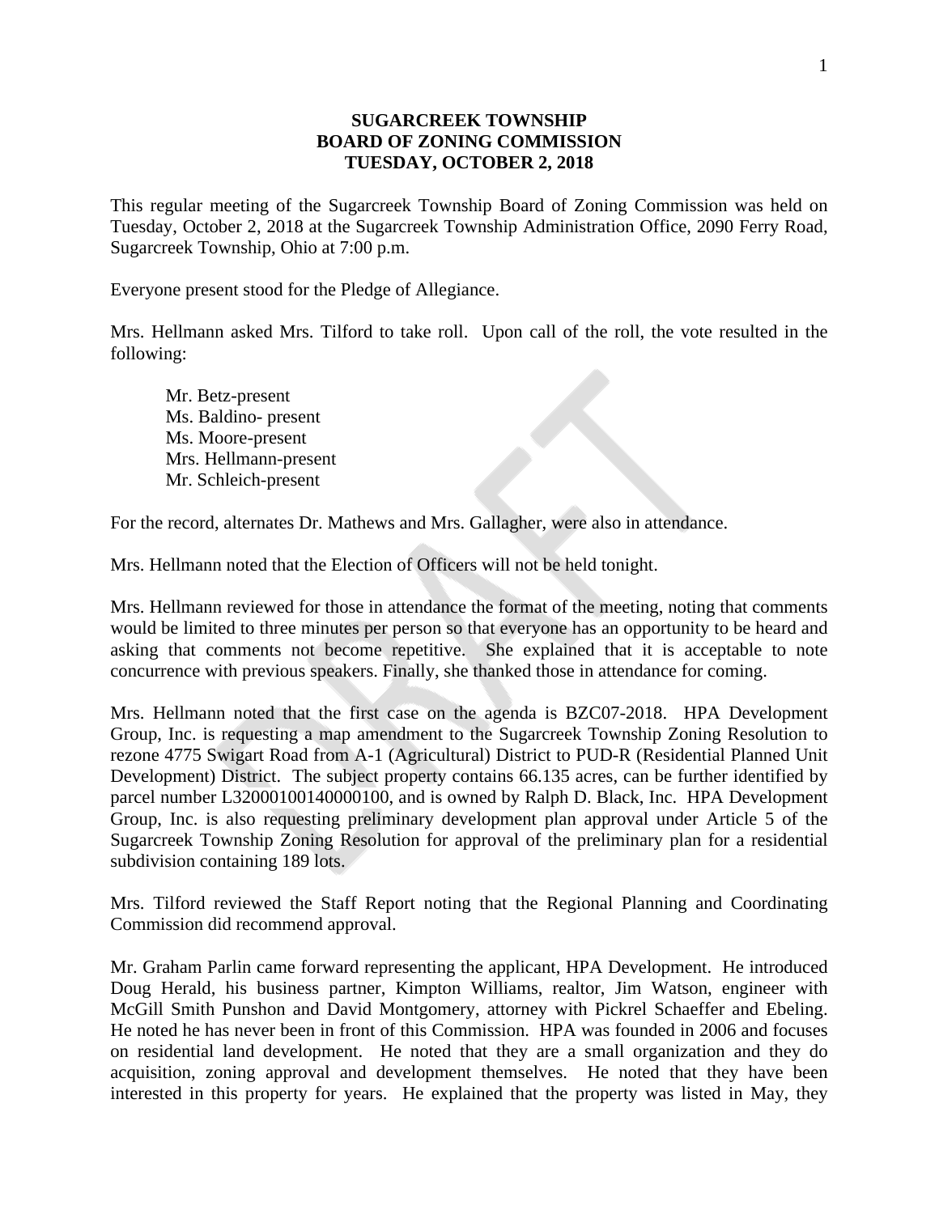**SUGARCREEK TOWNSHIP**
**BOARD OF ZONING COMMISSION**
**TUESDAY, OCTOBER 2, 2018**

This regular meeting of the Sugarcreek Township Board of Zoning Commission was held on Tuesday, October 2, 2018 at the Sugarcreek Township Administration Office, 2090 Ferry Road, Sugarcreek Township, Ohio at 7:00 p.m.

Everyone present stood for the Pledge of Allegiance.

Mrs. Hellmann asked Mrs. Tilford to take roll. Upon call of the roll, the vote resulted in the following:

Mr. Betz-present
Ms. Baldino- present
Ms. Moore-present
Mrs. Hellmann-present
Mr. Schleich-present

For the record, alternates Dr. Mathews and Mrs. Gallagher, were also in attendance.

Mrs. Hellmann noted that the Election of Officers will not be held tonight.

Mrs. Hellmann reviewed for those in attendance the format of the meeting, noting that comments would be limited to three minutes per person so that everyone has an opportunity to be heard and asking that comments not become repetitive. She explained that it is acceptable to note concurrence with previous speakers. Finally, she thanked those in attendance for coming.

Mrs. Hellmann noted that the first case on the agenda is BZC07-2018. HPA Development Group, Inc. is requesting a map amendment to the Sugarcreek Township Zoning Resolution to rezone 4775 Swigart Road from A-1 (Agricultural) District to PUD-R (Residential Planned Unit Development) District. The subject property contains 66.135 acres, can be further identified by parcel number L32000100140000100, and is owned by Ralph D. Black, Inc. HPA Development Group, Inc. is also requesting preliminary development plan approval under Article 5 of the Sugarcreek Township Zoning Resolution for approval of the preliminary plan for a residential subdivision containing 189 lots.

Mrs. Tilford reviewed the Staff Report noting that the Regional Planning and Coordinating Commission did recommend approval.

Mr. Graham Parlin came forward representing the applicant, HPA Development. He introduced Doug Herald, his business partner, Kimpton Williams, realtor, Jim Watson, engineer with McGill Smith Punshon and David Montgomery, attorney with Pickrel Schaeffer and Ebeling. He noted he has never been in front of this Commission. HPA was founded in 2006 and focuses on residential land development. He noted that they are a small organization and they do acquisition, zoning approval and development themselves. He noted that they have been interested in this property for years. He explained that the property was listed in May, they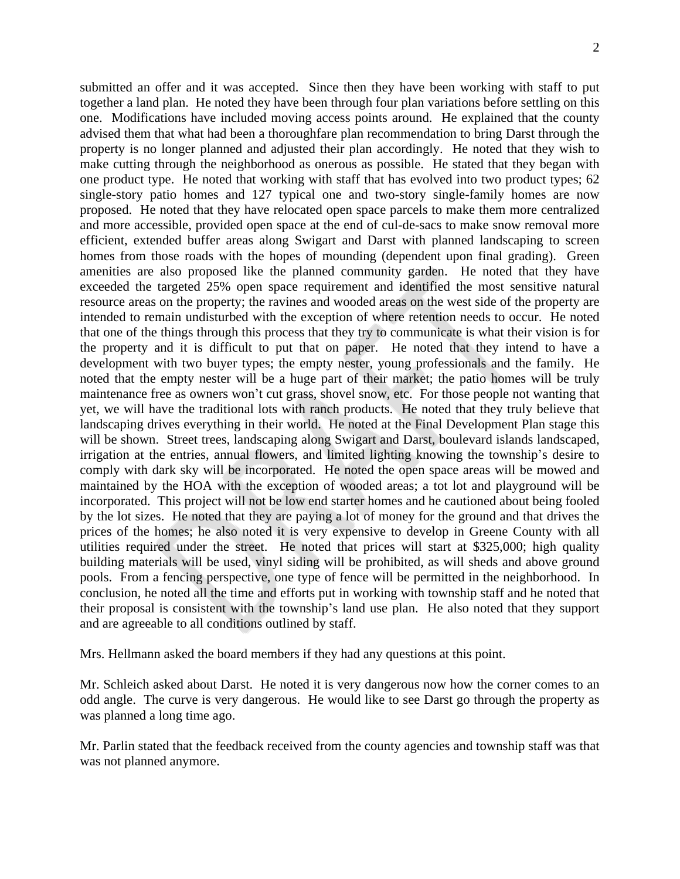submitted an offer and it was accepted. Since then they have been working with staff to put together a land plan. He noted they have been through four plan variations before settling on this one. Modifications have included moving access points around. He explained that the county advised them that what had been a thoroughfare plan recommendation to bring Darst through the property is no longer planned and adjusted their plan accordingly. He noted that they wish to make cutting through the neighborhood as onerous as possible. He stated that they began with one product type. He noted that working with staff that has evolved into two product types; 62 single-story patio homes and 127 typical one and two-story single-family homes are now proposed. He noted that they have relocated open space parcels to make them more centralized and more accessible, provided open space at the end of cul-de-sacs to make snow removal more efficient, extended buffer areas along Swigart and Darst with planned landscaping to screen homes from those roads with the hopes of mounding (dependent upon final grading). Green amenities are also proposed like the planned community garden. He noted that they have exceeded the targeted 25% open space requirement and identified the most sensitive natural resource areas on the property; the ravines and wooded areas on the west side of the property are intended to remain undisturbed with the exception of where retention needs to occur. He noted that one of the things through this process that they try to communicate is what their vision is for the property and it is difficult to put that on paper. He noted that they intend to have a development with two buyer types; the empty nester, young professionals and the family. He noted that the empty nester will be a huge part of their market; the patio homes will be truly maintenance free as owners won't cut grass, shovel snow, etc. For those people not wanting that yet, we will have the traditional lots with ranch products. He noted that they truly believe that landscaping drives everything in their world. He noted at the Final Development Plan stage this will be shown. Street trees, landscaping along Swigart and Darst, boulevard islands landscaped, irrigation at the entries, annual flowers, and limited lighting knowing the township's desire to comply with dark sky will be incorporated. He noted the open space areas will be mowed and maintained by the HOA with the exception of wooded areas; a tot lot and playground will be incorporated. This project will not be low end starter homes and he cautioned about being fooled by the lot sizes. He noted that they are paying a lot of money for the ground and that drives the prices of the homes; he also noted it is very expensive to develop in Greene County with all utilities required under the street. He noted that prices will start at $325,000; high quality building materials will be used, vinyl siding will be prohibited, as will sheds and above ground pools. From a fencing perspective, one type of fence will be permitted in the neighborhood. In conclusion, he noted all the time and efforts put in working with township staff and he noted that their proposal is consistent with the township's land use plan. He also noted that they support and are agreeable to all conditions outlined by staff.

Mrs. Hellmann asked the board members if they had any questions at this point.

Mr. Schleich asked about Darst. He noted it is very dangerous now how the corner comes to an odd angle. The curve is very dangerous. He would like to see Darst go through the property as was planned a long time ago.

Mr. Parlin stated that the feedback received from the county agencies and township staff was that was not planned anymore.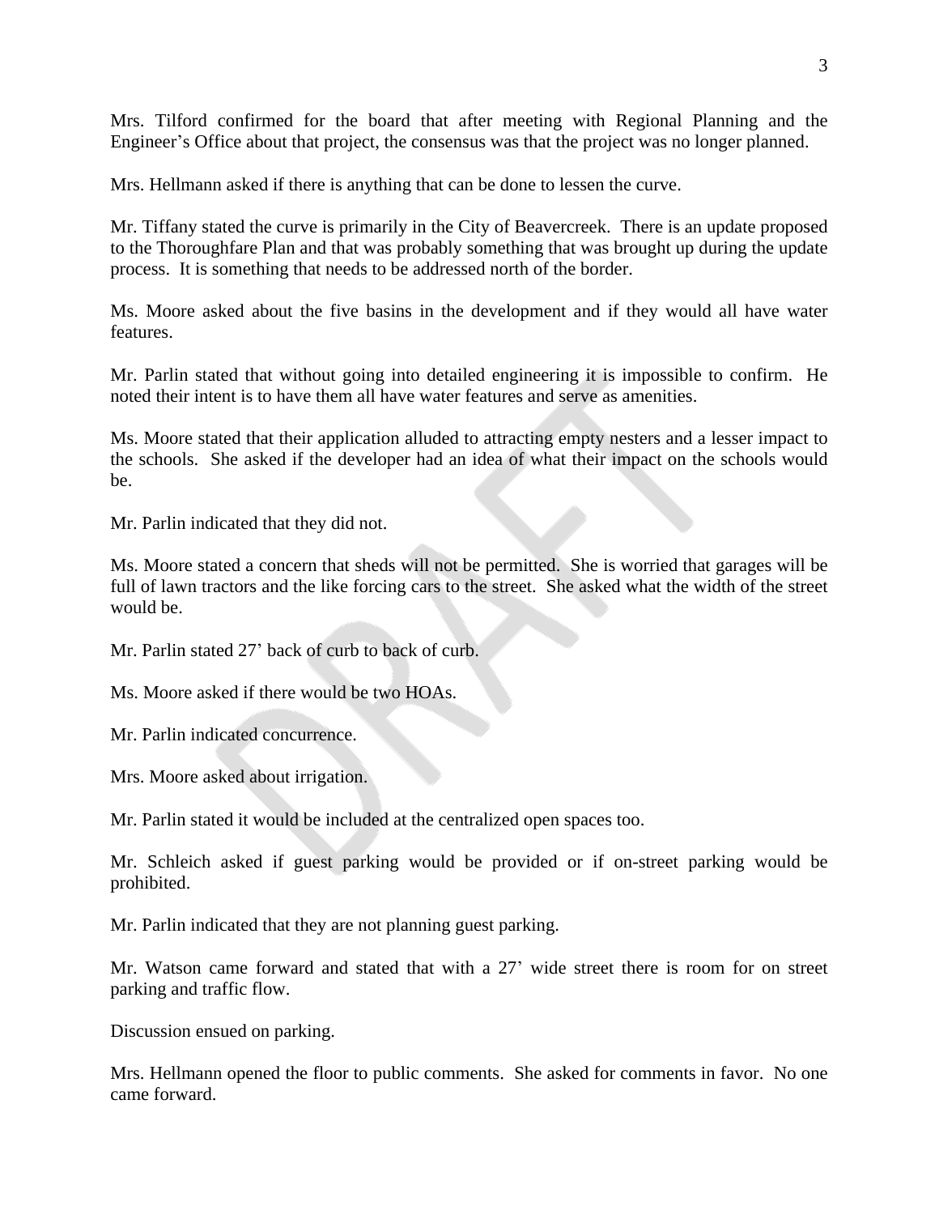Mrs. Tilford confirmed for the board that after meeting with Regional Planning and the Engineer's Office about that project, the consensus was that the project was no longer planned.

Mrs. Hellmann asked if there is anything that can be done to lessen the curve.

Mr. Tiffany stated the curve is primarily in the City of Beavercreek. There is an update proposed to the Thoroughfare Plan and that was probably something that was brought up during the update process. It is something that needs to be addressed north of the border.

Ms. Moore asked about the five basins in the development and if they would all have water features.

Mr. Parlin stated that without going into detailed engineering it is impossible to confirm. He noted their intent is to have them all have water features and serve as amenities.

Ms. Moore stated that their application alluded to attracting empty nesters and a lesser impact to the schools. She asked if the developer had an idea of what their impact on the schools would be.

Mr. Parlin indicated that they did not.

Ms. Moore stated a concern that sheds will not be permitted. She is worried that garages will be full of lawn tractors and the like forcing cars to the street. She asked what the width of the street would be.

Mr. Parlin stated 27' back of curb to back of curb.

Ms. Moore asked if there would be two HOAs.

Mr. Parlin indicated concurrence.

Mrs. Moore asked about irrigation.

Mr. Parlin stated it would be included at the centralized open spaces too.

Mr. Schleich asked if guest parking would be provided or if on-street parking would be prohibited.

Mr. Parlin indicated that they are not planning guest parking.

Mr. Watson came forward and stated that with a 27' wide street there is room for on street parking and traffic flow.

Discussion ensued on parking.

Mrs. Hellmann opened the floor to public comments. She asked for comments in favor. No one came forward.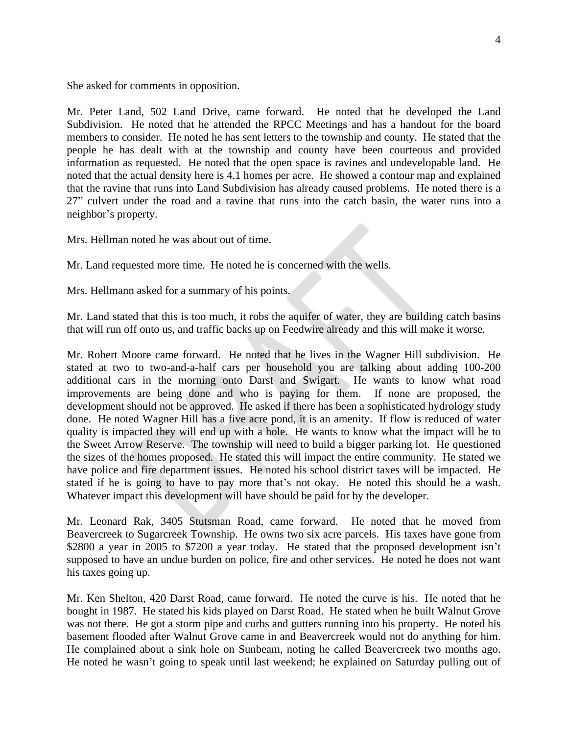She asked for comments in opposition.

Mr. Peter Land, 502 Land Drive, came forward. He noted that he developed the Land Subdivision. He noted that he attended the RPCC Meetings and has a handout for the board members to consider. He noted he has sent letters to the township and county. He stated that the people he has dealt with at the township and county have been courteous and provided information as requested. He noted that the open space is ravines and undevelopable land. He noted that the actual density here is 4.1 homes per acre. He showed a contour map and explained that the ravine that runs into Land Subdivision has already caused problems. He noted there is a 27" culvert under the road and a ravine that runs into the catch basin, the water runs into a neighbor's property.

Mrs. Hellman noted he was about out of time.

Mr. Land requested more time. He noted he is concerned with the wells.

Mrs. Hellmann asked for a summary of his points.

Mr. Land stated that this is too much, it robs the aquifer of water, they are building catch basins that will run off onto us, and traffic backs up on Feedwire already and this will make it worse.

Mr. Robert Moore came forward. He noted that he lives in the Wagner Hill subdivision. He stated at two to two-and-a-half cars per household you are talking about adding 100-200 additional cars in the morning onto Darst and Swigart. He wants to know what road improvements are being done and who is paying for them. If none are proposed, the development should not be approved. He asked if there has been a sophisticated hydrology study done. He noted Wagner Hill has a five acre pond, it is an amenity. If flow is reduced of water quality is impacted they will end up with a hole. He wants to know what the impact will be to the Sweet Arrow Reserve. The township will need to build a bigger parking lot. He questioned the sizes of the homes proposed. He stated this will impact the entire community. He stated we have police and fire department issues. He noted his school district taxes will be impacted. He stated if he is going to have to pay more that's not okay. He noted this should be a wash. Whatever impact this development will have should be paid for by the developer.

Mr. Leonard Rak, 3405 Stutsman Road, came forward. He noted that he moved from Beavercreek to Sugarcreek Township. He owns two six acre parcels. His taxes have gone from \$2800 a year in 2005 to \$7200 a year today. He stated that the proposed development isn't supposed to have an undue burden on police, fire and other services. He noted he does not want his taxes going up.

Mr. Ken Shelton, 420 Darst Road, came forward. He noted the curve is his. He noted that he bought in 1987. He stated his kids played on Darst Road. He stated when he built Walnut Grove was not there. He got a storm pipe and curbs and gutters running into his property. He noted his basement flooded after Walnut Grove came in and Beavercreek would not do anything for him. He complained about a sink hole on Sunbeam, noting he called Beavercreek two months ago. He noted he wasn't going to speak until last weekend; he explained on Saturday pulling out of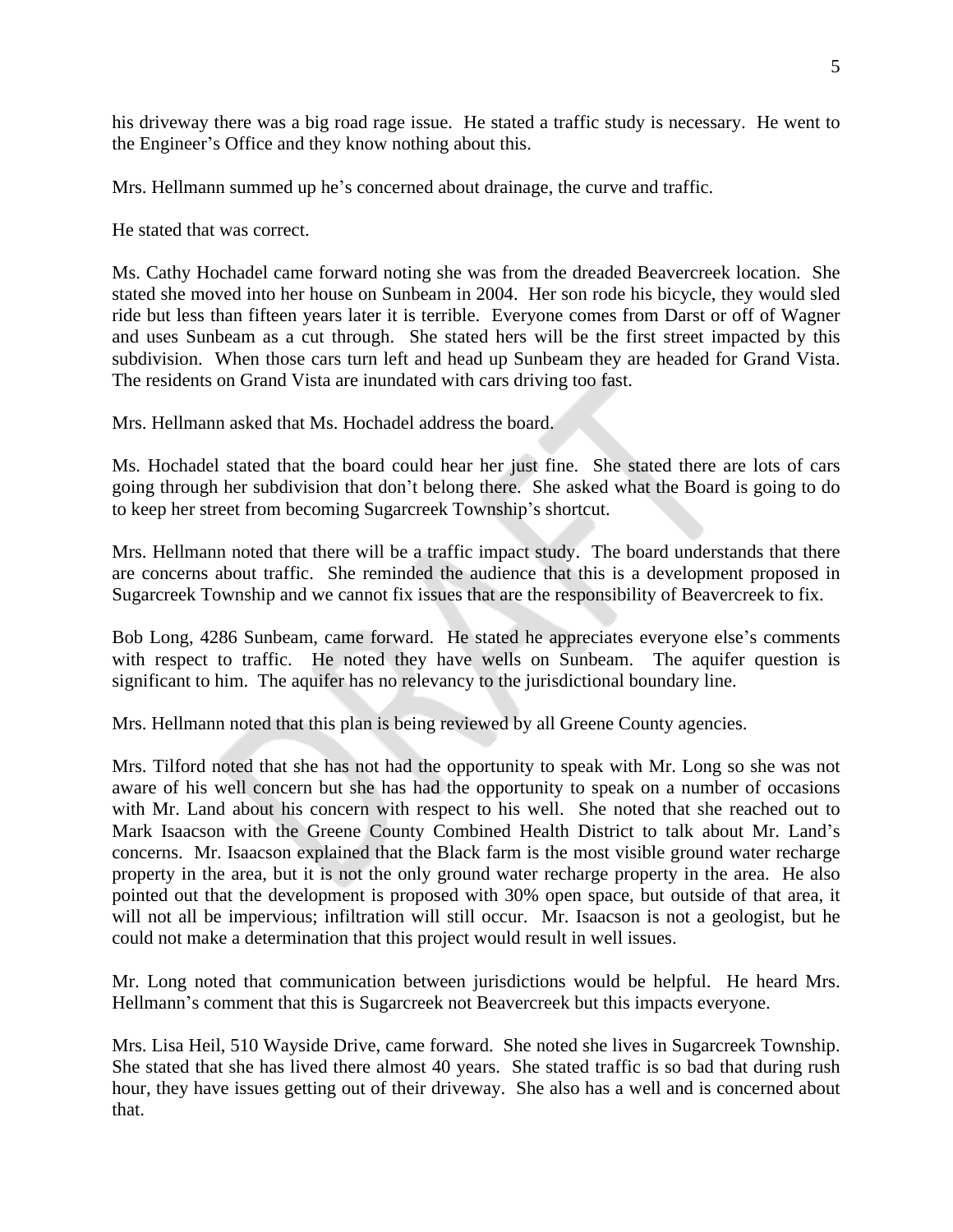his driveway there was a big road rage issue. He stated a traffic study is necessary. He went to the Engineer's Office and they know nothing about this.

Mrs. Hellmann summed up he's concerned about drainage, the curve and traffic.

He stated that was correct.

Ms. Cathy Hochadel came forward noting she was from the dreaded Beavercreek location. She stated she moved into her house on Sunbeam in 2004. Her son rode his bicycle, they would sled ride but less than fifteen years later it is terrible. Everyone comes from Darst or off of Wagner and uses Sunbeam as a cut through. She stated hers will be the first street impacted by this subdivision. When those cars turn left and head up Sunbeam they are headed for Grand Vista. The residents on Grand Vista are inundated with cars driving too fast.

Mrs. Hellmann asked that Ms. Hochadel address the board.

Ms. Hochadel stated that the board could hear her just fine. She stated there are lots of cars going through her subdivision that don't belong there. She asked what the Board is going to do to keep her street from becoming Sugarcreek Township's shortcut.

Mrs. Hellmann noted that there will be a traffic impact study. The board understands that there are concerns about traffic. She reminded the audience that this is a development proposed in Sugarcreek Township and we cannot fix issues that are the responsibility of Beavercreek to fix.

Bob Long, 4286 Sunbeam, came forward. He stated he appreciates everyone else's comments with respect to traffic. He noted they have wells on Sunbeam. The aquifer question is significant to him. The aquifer has no relevancy to the jurisdictional boundary line.

Mrs. Hellmann noted that this plan is being reviewed by all Greene County agencies.

Mrs. Tilford noted that she has not had the opportunity to speak with Mr. Long so she was not aware of his well concern but she has had the opportunity to speak on a number of occasions with Mr. Land about his concern with respect to his well. She noted that she reached out to Mark Isaacson with the Greene County Combined Health District to talk about Mr. Land's concerns. Mr. Isaacson explained that the Black farm is the most visible ground water recharge property in the area, but it is not the only ground water recharge property in the area. He also pointed out that the development is proposed with 30% open space, but outside of that area, it will not all be impervious; infiltration will still occur. Mr. Isaacson is not a geologist, but he could not make a determination that this project would result in well issues.

Mr. Long noted that communication between jurisdictions would be helpful. He heard Mrs. Hellmann's comment that this is Sugarcreek not Beavercreek but this impacts everyone.

Mrs. Lisa Heil, 510 Wayside Drive, came forward. She noted she lives in Sugarcreek Township. She stated that she has lived there almost 40 years. She stated traffic is so bad that during rush hour, they have issues getting out of their driveway. She also has a well and is concerned about that.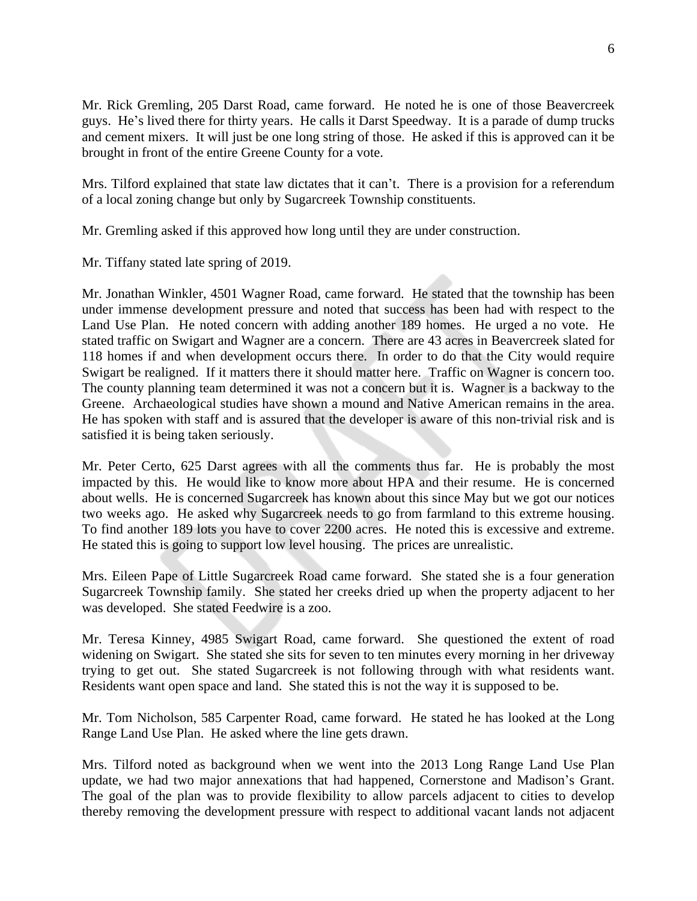Mr. Rick Gremling, 205 Darst Road, came forward. He noted he is one of those Beavercreek guys. He's lived there for thirty years. He calls it Darst Speedway. It is a parade of dump trucks and cement mixers. It will just be one long string of those. He asked if this is approved can it be brought in front of the entire Greene County for a vote.

Mrs. Tilford explained that state law dictates that it can't. There is a provision for a referendum of a local zoning change but only by Sugarcreek Township constituents.

Mr. Gremling asked if this approved how long until they are under construction.

Mr. Tiffany stated late spring of 2019.

Mr. Jonathan Winkler, 4501 Wagner Road, came forward. He stated that the township has been under immense development pressure and noted that success has been had with respect to the Land Use Plan. He noted concern with adding another 189 homes. He urged a no vote. He stated traffic on Swigart and Wagner are a concern. There are 43 acres in Beavercreek slated for 118 homes if and when development occurs there. In order to do that the City would require Swigart be realigned. If it matters there it should matter here. Traffic on Wagner is concern too. The county planning team determined it was not a concern but it is. Wagner is a backway to the Greene. Archaeological studies have shown a mound and Native American remains in the area. He has spoken with staff and is assured that the developer is aware of this non-trivial risk and is satisfied it is being taken seriously.

Mr. Peter Certo, 625 Darst agrees with all the comments thus far. He is probably the most impacted by this. He would like to know more about HPA and their resume. He is concerned about wells. He is concerned Sugarcreek has known about this since May but we got our notices two weeks ago. He asked why Sugarcreek needs to go from farmland to this extreme housing. To find another 189 lots you have to cover 2200 acres. He noted this is excessive and extreme. He stated this is going to support low level housing. The prices are unrealistic.

Mrs. Eileen Pape of Little Sugarcreek Road came forward. She stated she is a four generation Sugarcreek Township family. She stated her creeks dried up when the property adjacent to her was developed. She stated Feedwire is a zoo.

Mr. Teresa Kinney, 4985 Swigart Road, came forward. She questioned the extent of road widening on Swigart. She stated she sits for seven to ten minutes every morning in her driveway trying to get out. She stated Sugarcreek is not following through with what residents want. Residents want open space and land. She stated this is not the way it is supposed to be.

Mr. Tom Nicholson, 585 Carpenter Road, came forward. He stated he has looked at the Long Range Land Use Plan. He asked where the line gets drawn.

Mrs. Tilford noted as background when we went into the 2013 Long Range Land Use Plan update, we had two major annexations that had happened, Cornerstone and Madison's Grant. The goal of the plan was to provide flexibility to allow parcels adjacent to cities to develop thereby removing the development pressure with respect to additional vacant lands not adjacent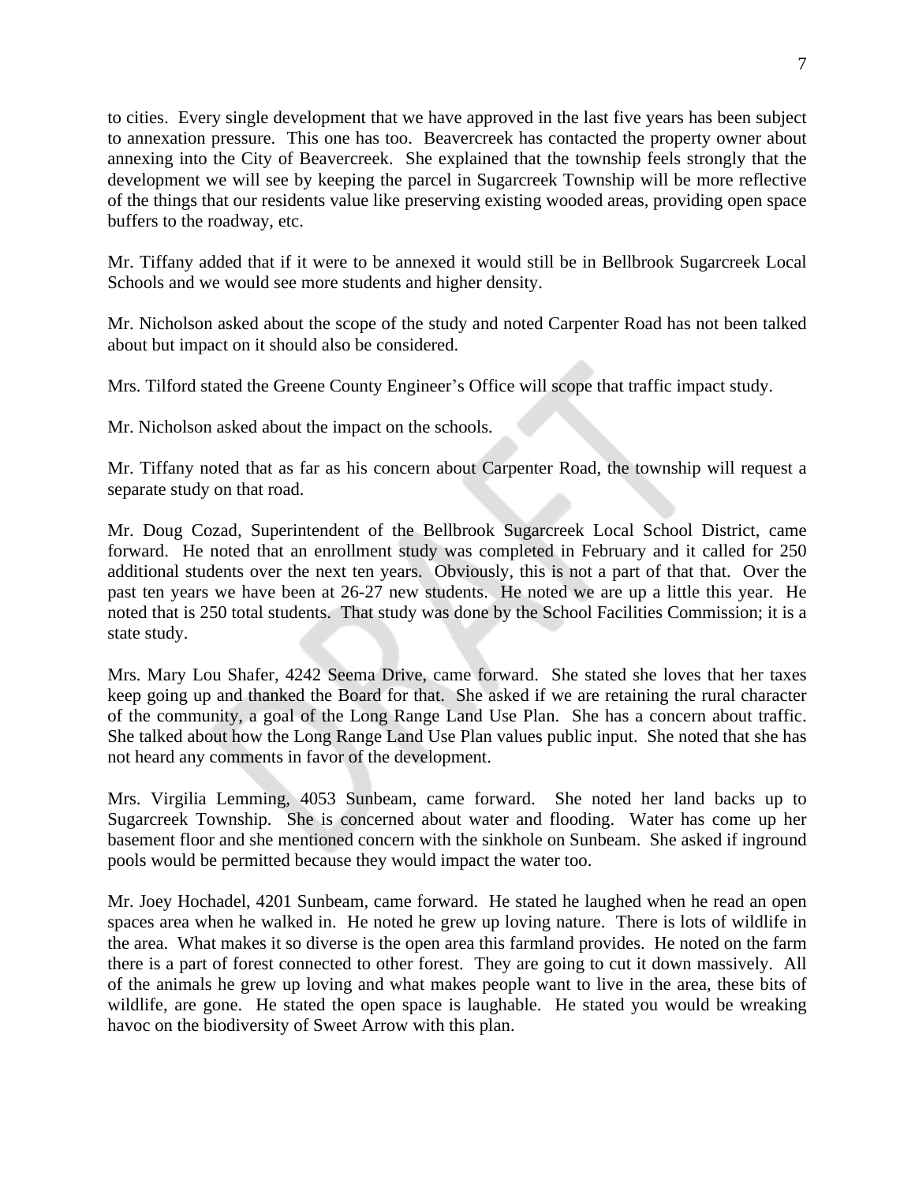to cities. Every single development that we have approved in the last five years has been subject to annexation pressure. This one has too. Beavercreek has contacted the property owner about annexing into the City of Beavercreek. She explained that the township feels strongly that the development we will see by keeping the parcel in Sugarcreek Township will be more reflective of the things that our residents value like preserving existing wooded areas, providing open space buffers to the roadway, etc.

Mr. Tiffany added that if it were to be annexed it would still be in Bellbrook Sugarcreek Local Schools and we would see more students and higher density.

Mr. Nicholson asked about the scope of the study and noted Carpenter Road has not been talked about but impact on it should also be considered.

Mrs. Tilford stated the Greene County Engineer's Office will scope that traffic impact study.

Mr. Nicholson asked about the impact on the schools.

Mr. Tiffany noted that as far as his concern about Carpenter Road, the township will request a separate study on that road.

Mr. Doug Cozad, Superintendent of the Bellbrook Sugarcreek Local School District, came forward. He noted that an enrollment study was completed in February and it called for 250 additional students over the next ten years. Obviously, this is not a part of that that. Over the past ten years we have been at 26-27 new students. He noted we are up a little this year. He noted that is 250 total students. That study was done by the School Facilities Commission; it is a state study.

Mrs. Mary Lou Shafer, 4242 Seema Drive, came forward. She stated she loves that her taxes keep going up and thanked the Board for that. She asked if we are retaining the rural character of the community, a goal of the Long Range Land Use Plan. She has a concern about traffic. She talked about how the Long Range Land Use Plan values public input. She noted that she has not heard any comments in favor of the development.

Mrs. Virgilia Lemming, 4053 Sunbeam, came forward. She noted her land backs up to Sugarcreek Township. She is concerned about water and flooding. Water has come up her basement floor and she mentioned concern with the sinkhole on Sunbeam. She asked if inground pools would be permitted because they would impact the water too.

Mr. Joey Hochadel, 4201 Sunbeam, came forward. He stated he laughed when he read an open spaces area when he walked in. He noted he grew up loving nature. There is lots of wildlife in the area. What makes it so diverse is the open area this farmland provides. He noted on the farm there is a part of forest connected to other forest. They are going to cut it down massively. All of the animals he grew up loving and what makes people want to live in the area, these bits of wildlife, are gone. He stated the open space is laughable. He stated you would be wreaking havoc on the biodiversity of Sweet Arrow with this plan.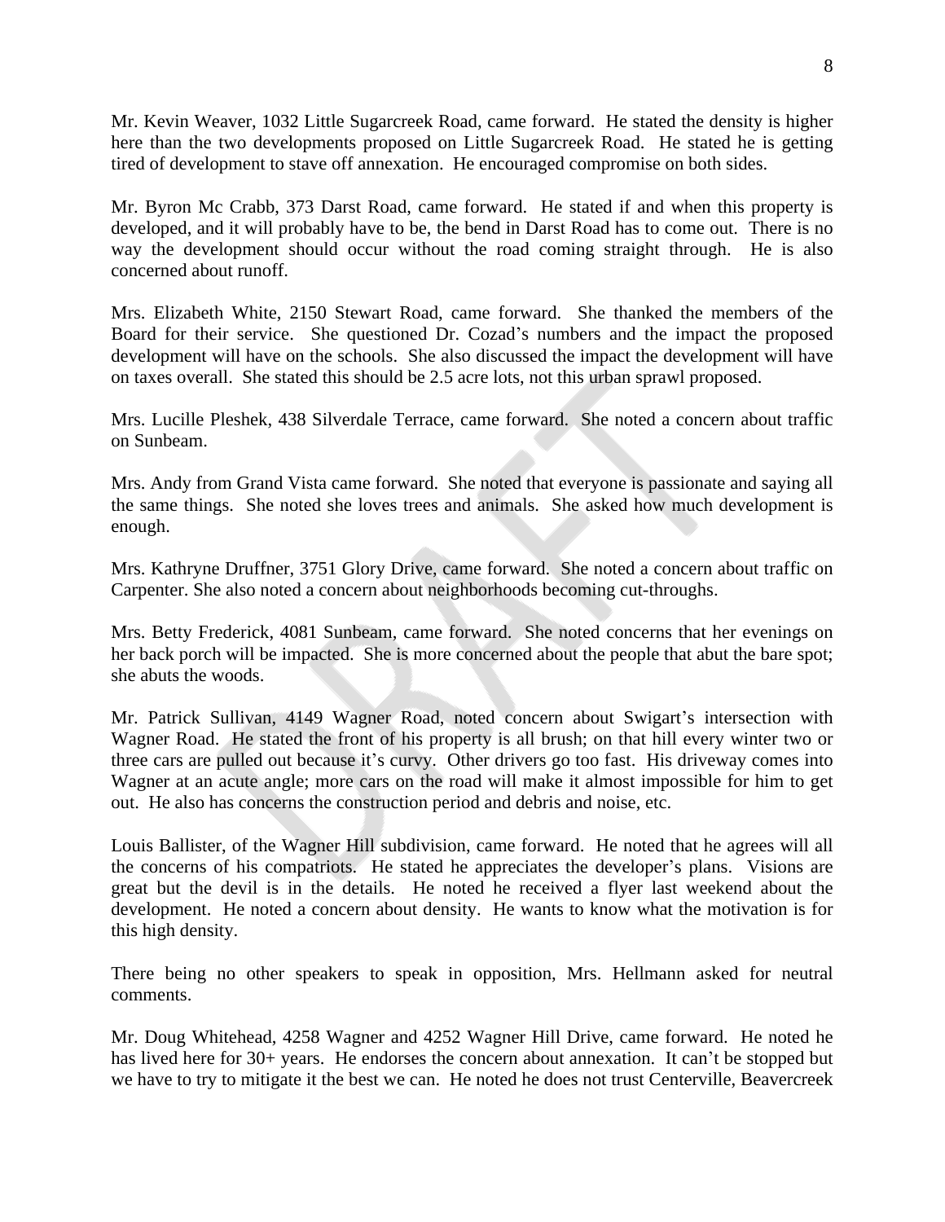Mr. Kevin Weaver, 1032 Little Sugarcreek Road, came forward. He stated the density is higher here than the two developments proposed on Little Sugarcreek Road. He stated he is getting tired of development to stave off annexation. He encouraged compromise on both sides.

Mr. Byron Mc Crabb, 373 Darst Road, came forward. He stated if and when this property is developed, and it will probably have to be, the bend in Darst Road has to come out. There is no way the development should occur without the road coming straight through. He is also concerned about runoff.

Mrs. Elizabeth White, 2150 Stewart Road, came forward. She thanked the members of the Board for their service. She questioned Dr. Cozad's numbers and the impact the proposed development will have on the schools. She also discussed the impact the development will have on taxes overall. She stated this should be 2.5 acre lots, not this urban sprawl proposed.

Mrs. Lucille Pleshek, 438 Silverdale Terrace, came forward. She noted a concern about traffic on Sunbeam.

Mrs. Andy from Grand Vista came forward. She noted that everyone is passionate and saying all the same things. She noted she loves trees and animals. She asked how much development is enough.

Mrs. Kathryne Druffner, 3751 Glory Drive, came forward. She noted a concern about traffic on Carpenter. She also noted a concern about neighborhoods becoming cut-throughs.

Mrs. Betty Frederick, 4081 Sunbeam, came forward. She noted concerns that her evenings on her back porch will be impacted. She is more concerned about the people that abut the bare spot; she abuts the woods.

Mr. Patrick Sullivan, 4149 Wagner Road, noted concern about Swigart's intersection with Wagner Road. He stated the front of his property is all brush; on that hill every winter two or three cars are pulled out because it's curvy. Other drivers go too fast. His driveway comes into Wagner at an acute angle; more cars on the road will make it almost impossible for him to get out. He also has concerns the construction period and debris and noise, etc.

Louis Ballister, of the Wagner Hill subdivision, came forward. He noted that he agrees will all the concerns of his compatriots. He stated he appreciates the developer's plans. Visions are great but the devil is in the details. He noted he received a flyer last weekend about the development. He noted a concern about density. He wants to know what the motivation is for this high density.

There being no other speakers to speak in opposition, Mrs. Hellmann asked for neutral comments.

Mr. Doug Whitehead, 4258 Wagner and 4252 Wagner Hill Drive, came forward. He noted he has lived here for 30+ years. He endorses the concern about annexation. It can't be stopped but we have to try to mitigate it the best we can. He noted he does not trust Centerville, Beavercreek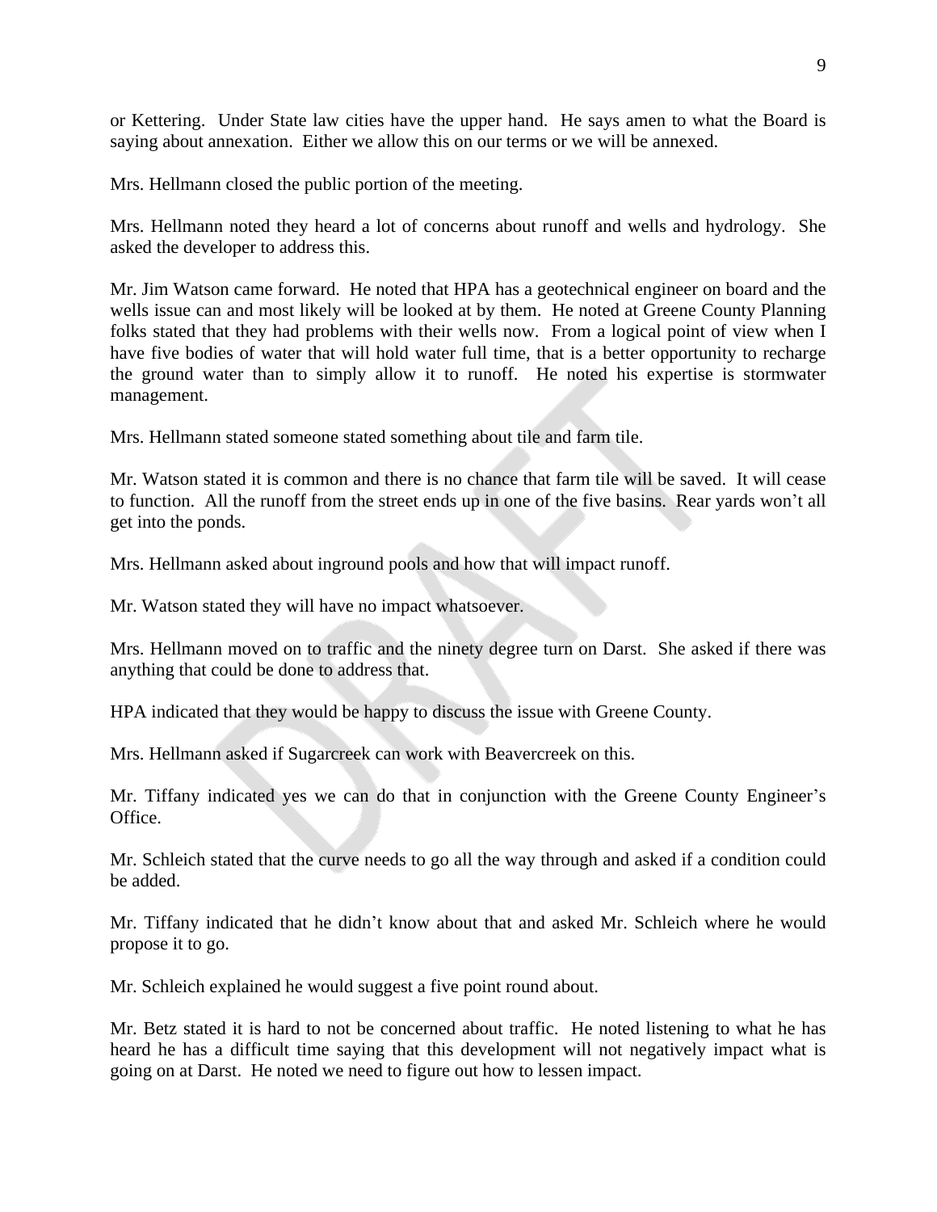or Kettering. Under State law cities have the upper hand. He says amen to what the Board is saying about annexation. Either we allow this on our terms or we will be annexed.

Mrs. Hellmann closed the public portion of the meeting.

Mrs. Hellmann noted they heard a lot of concerns about runoff and wells and hydrology. She asked the developer to address this.

Mr. Jim Watson came forward. He noted that HPA has a geotechnical engineer on board and the wells issue can and most likely will be looked at by them. He noted at Greene County Planning folks stated that they had problems with their wells now. From a logical point of view when I have five bodies of water that will hold water full time, that is a better opportunity to recharge the ground water than to simply allow it to runoff. He noted his expertise is stormwater management.

Mrs. Hellmann stated someone stated something about tile and farm tile.

Mr. Watson stated it is common and there is no chance that farm tile will be saved. It will cease to function. All the runoff from the street ends up in one of the five basins. Rear yards won't all get into the ponds.

Mrs. Hellmann asked about inground pools and how that will impact runoff.

Mr. Watson stated they will have no impact whatsoever.

Mrs. Hellmann moved on to traffic and the ninety degree turn on Darst. She asked if there was anything that could be done to address that.

HPA indicated that they would be happy to discuss the issue with Greene County.

Mrs. Hellmann asked if Sugarcreek can work with Beavercreek on this.

Mr. Tiffany indicated yes we can do that in conjunction with the Greene County Engineer's Office.

Mr. Schleich stated that the curve needs to go all the way through and asked if a condition could be added.

Mr. Tiffany indicated that he didn't know about that and asked Mr. Schleich where he would propose it to go.

Mr. Schleich explained he would suggest a five point round about.

Mr. Betz stated it is hard to not be concerned about traffic. He noted listening to what he has heard he has a difficult time saying that this development will not negatively impact what is going on at Darst. He noted we need to figure out how to lessen impact.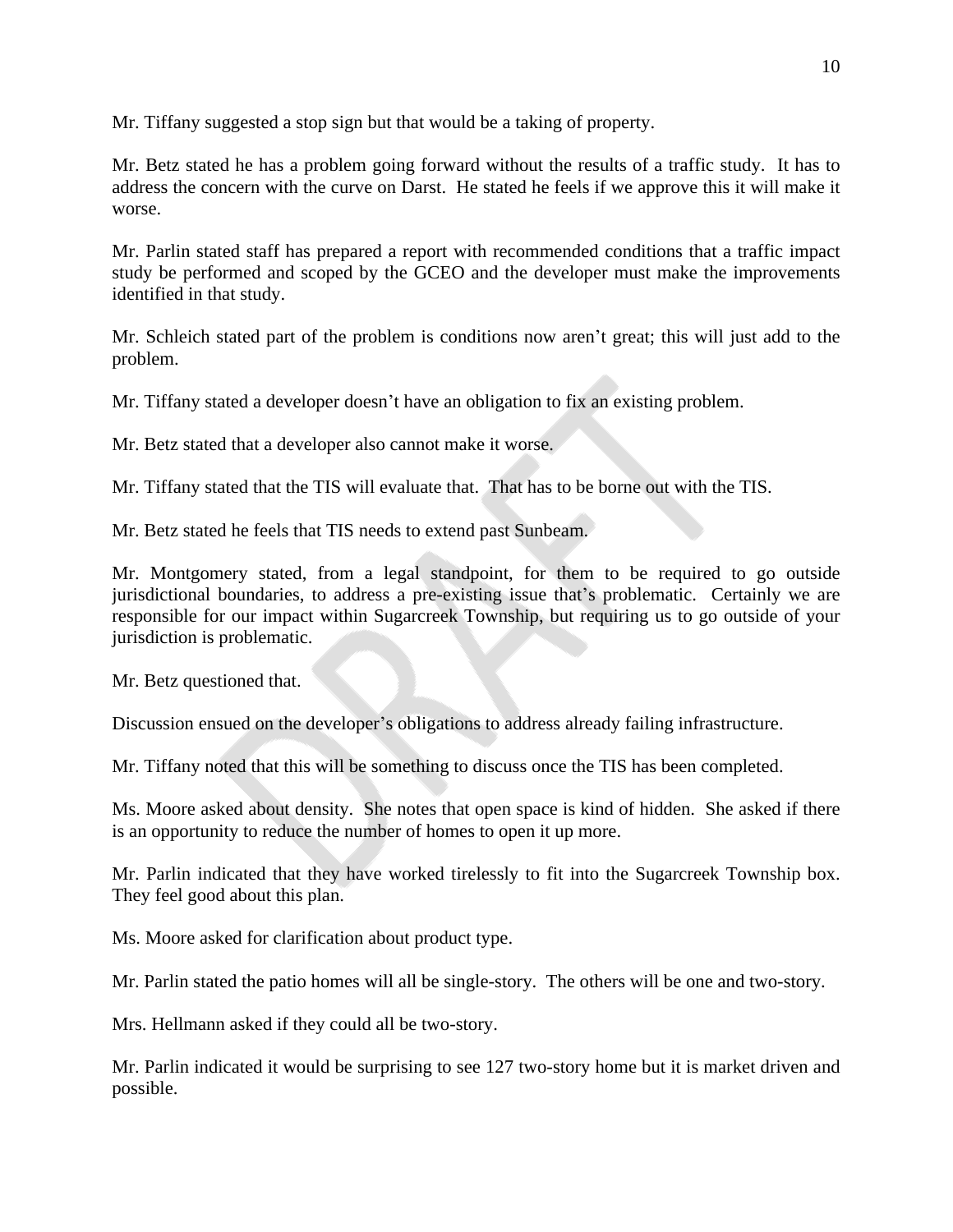Mr. Tiffany suggested a stop sign but that would be a taking of property.

Mr. Betz stated he has a problem going forward without the results of a traffic study. It has to address the concern with the curve on Darst. He stated he feels if we approve this it will make it worse.

Mr. Parlin stated staff has prepared a report with recommended conditions that a traffic impact study be performed and scoped by the GCEO and the developer must make the improvements identified in that study.

Mr. Schleich stated part of the problem is conditions now aren't great; this will just add to the problem.

Mr. Tiffany stated a developer doesn't have an obligation to fix an existing problem.

Mr. Betz stated that a developer also cannot make it worse.

Mr. Tiffany stated that the TIS will evaluate that. That has to be borne out with the TIS.

Mr. Betz stated he feels that TIS needs to extend past Sunbeam.

Mr. Montgomery stated, from a legal standpoint, for them to be required to go outside jurisdictional boundaries, to address a pre-existing issue that's problematic. Certainly we are responsible for our impact within Sugarcreek Township, but requiring us to go outside of your jurisdiction is problematic.

Mr. Betz questioned that.

Discussion ensued on the developer's obligations to address already failing infrastructure.

Mr. Tiffany noted that this will be something to discuss once the TIS has been completed.

Ms. Moore asked about density. She notes that open space is kind of hidden. She asked if there is an opportunity to reduce the number of homes to open it up more.

Mr. Parlin indicated that they have worked tirelessly to fit into the Sugarcreek Township box. They feel good about this plan.

Ms. Moore asked for clarification about product type.

Mr. Parlin stated the patio homes will all be single-story. The others will be one and two-story.

Mrs. Hellmann asked if they could all be two-story.

Mr. Parlin indicated it would be surprising to see 127 two-story home but it is market driven and possible.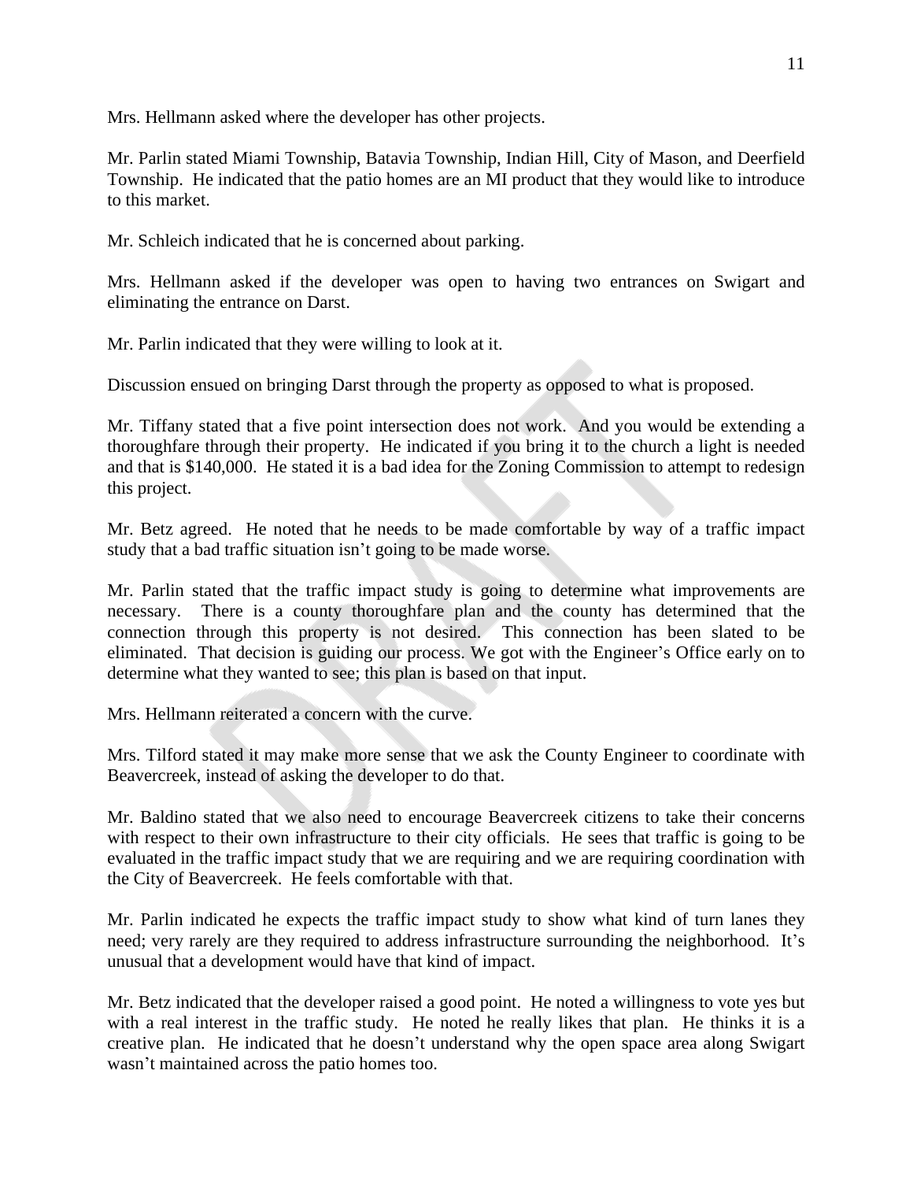Mrs. Hellmann asked where the developer has other projects.

Mr. Parlin stated Miami Township, Batavia Township, Indian Hill, City of Mason, and Deerfield Township. He indicated that the patio homes are an MI product that they would like to introduce to this market.

Mr. Schleich indicated that he is concerned about parking.

Mrs. Hellmann asked if the developer was open to having two entrances on Swigart and eliminating the entrance on Darst.

Mr. Parlin indicated that they were willing to look at it.

Discussion ensued on bringing Darst through the property as opposed to what is proposed.

Mr. Tiffany stated that a five point intersection does not work. And you would be extending a thoroughfare through their property. He indicated if you bring it to the church a light is needed and that is $140,000. He stated it is a bad idea for the Zoning Commission to attempt to redesign this project.

Mr. Betz agreed. He noted that he needs to be made comfortable by way of a traffic impact study that a bad traffic situation isn't going to be made worse.

Mr. Parlin stated that the traffic impact study is going to determine what improvements are necessary. There is a county thoroughfare plan and the county has determined that the connection through this property is not desired. This connection has been slated to be eliminated. That decision is guiding our process. We got with the Engineer's Office early on to determine what they wanted to see; this plan is based on that input.

Mrs. Hellmann reiterated a concern with the curve.

Mrs. Tilford stated it may make more sense that we ask the County Engineer to coordinate with Beavercreek, instead of asking the developer to do that.

Mr. Baldino stated that we also need to encourage Beavercreek citizens to take their concerns with respect to their own infrastructure to their city officials. He sees that traffic is going to be evaluated in the traffic impact study that we are requiring and we are requiring coordination with the City of Beavercreek. He feels comfortable with that.

Mr. Parlin indicated he expects the traffic impact study to show what kind of turn lanes they need; very rarely are they required to address infrastructure surrounding the neighborhood. It's unusual that a development would have that kind of impact.

Mr. Betz indicated that the developer raised a good point. He noted a willingness to vote yes but with a real interest in the traffic study. He noted he really likes that plan. He thinks it is a creative plan. He indicated that he doesn't understand why the open space area along Swigart wasn't maintained across the patio homes too.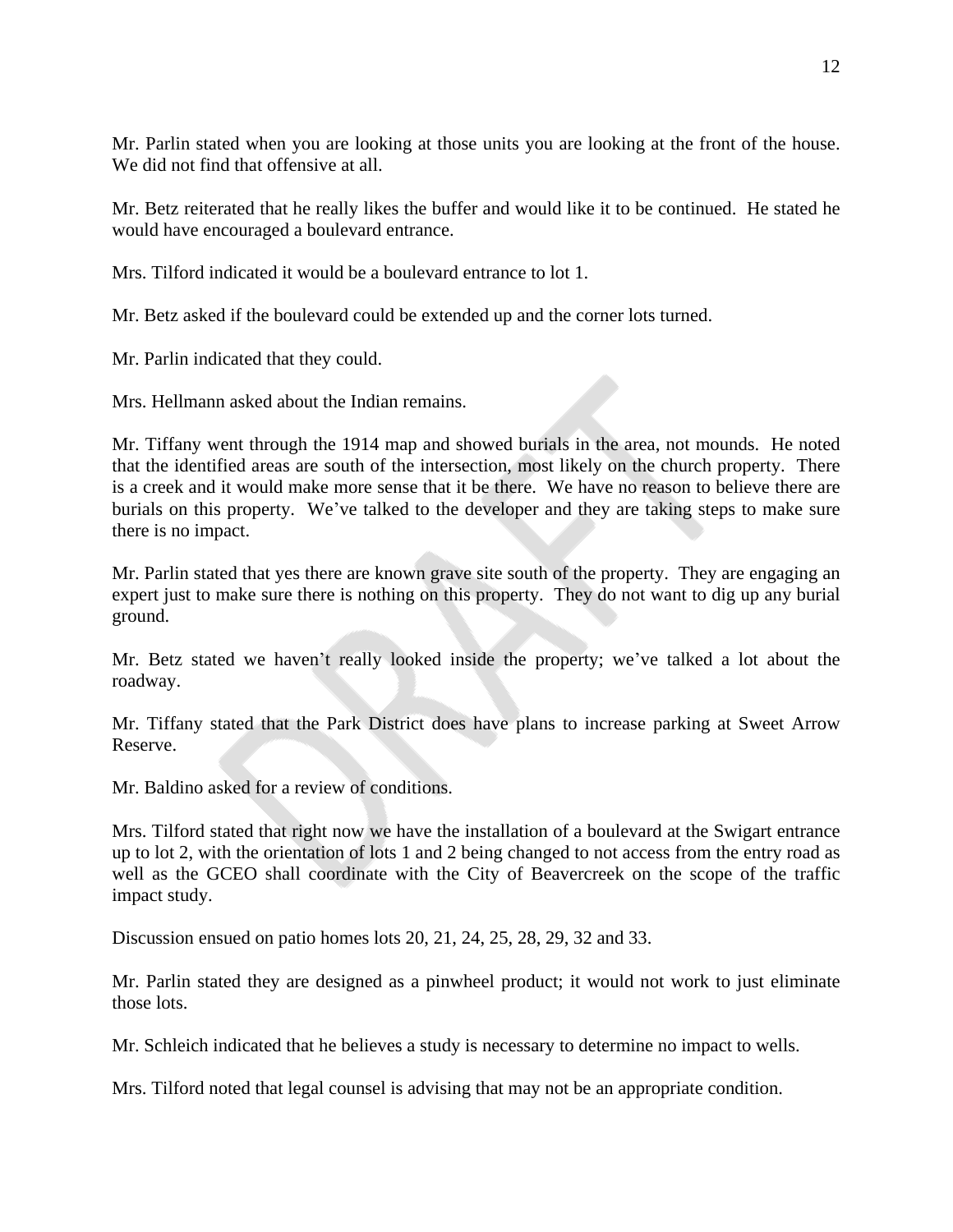Mr. Parlin stated when you are looking at those units you are looking at the front of the house. We did not find that offensive at all.

Mr. Betz reiterated that he really likes the buffer and would like it to be continued. He stated he would have encouraged a boulevard entrance.

Mrs. Tilford indicated it would be a boulevard entrance to lot 1.

Mr. Betz asked if the boulevard could be extended up and the corner lots turned.

Mr. Parlin indicated that they could.

Mrs. Hellmann asked about the Indian remains.

Mr. Tiffany went through the 1914 map and showed burials in the area, not mounds. He noted that the identified areas are south of the intersection, most likely on the church property. There is a creek and it would make more sense that it be there. We have no reason to believe there are burials on this property. We've talked to the developer and they are taking steps to make sure there is no impact.

Mr. Parlin stated that yes there are known grave site south of the property. They are engaging an expert just to make sure there is nothing on this property. They do not want to dig up any burial ground.

Mr. Betz stated we haven't really looked inside the property; we've talked a lot about the roadway.

Mr. Tiffany stated that the Park District does have plans to increase parking at Sweet Arrow Reserve.

Mr. Baldino asked for a review of conditions.

Mrs. Tilford stated that right now we have the installation of a boulevard at the Swigart entrance up to lot 2, with the orientation of lots 1 and 2 being changed to not access from the entry road as well as the GCEO shall coordinate with the City of Beavercreek on the scope of the traffic impact study.

Discussion ensued on patio homes lots 20, 21, 24, 25, 28, 29, 32 and 33.

Mr. Parlin stated they are designed as a pinwheel product; it would not work to just eliminate those lots.

Mr. Schleich indicated that he believes a study is necessary to determine no impact to wells.

Mrs. Tilford noted that legal counsel is advising that may not be an appropriate condition.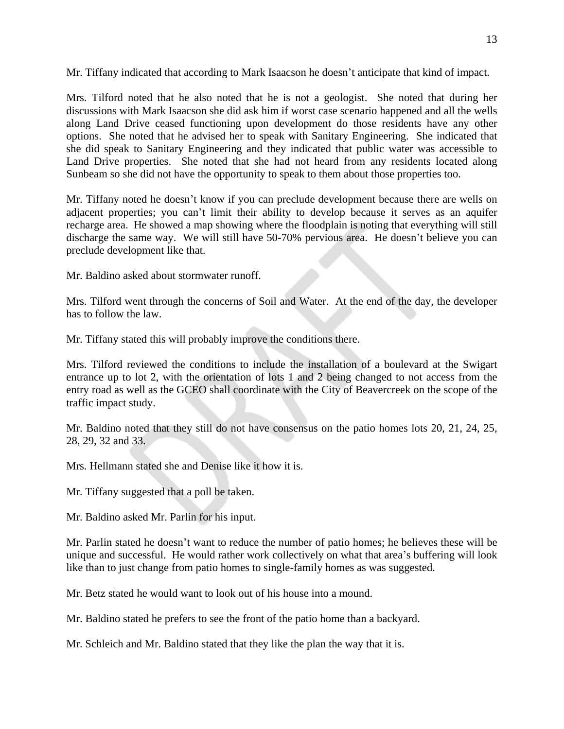Mr. Tiffany indicated that according to Mark Isaacson he doesn't anticipate that kind of impact.

Mrs. Tilford noted that he also noted that he is not a geologist. She noted that during her discussions with Mark Isaacson she did ask him if worst case scenario happened and all the wells along Land Drive ceased functioning upon development do those residents have any other options. She noted that he advised her to speak with Sanitary Engineering. She indicated that she did speak to Sanitary Engineering and they indicated that public water was accessible to Land Drive properties. She noted that she had not heard from any residents located along Sunbeam so she did not have the opportunity to speak to them about those properties too.

Mr. Tiffany noted he doesn't know if you can preclude development because there are wells on adjacent properties; you can't limit their ability to develop because it serves as an aquifer recharge area. He showed a map showing where the floodplain is noting that everything will still discharge the same way. We will still have 50-70% pervious area. He doesn't believe you can preclude development like that.

Mr. Baldino asked about stormwater runoff.

Mrs. Tilford went through the concerns of Soil and Water. At the end of the day, the developer has to follow the law.

Mr. Tiffany stated this will probably improve the conditions there.

Mrs. Tilford reviewed the conditions to include the installation of a boulevard at the Swigart entrance up to lot 2, with the orientation of lots 1 and 2 being changed to not access from the entry road as well as the GCEO shall coordinate with the City of Beavercreek on the scope of the traffic impact study.

Mr. Baldino noted that they still do not have consensus on the patio homes lots 20, 21, 24, 25, 28, 29, 32 and 33.

Mrs. Hellmann stated she and Denise like it how it is.

Mr. Tiffany suggested that a poll be taken.

Mr. Baldino asked Mr. Parlin for his input.

Mr. Parlin stated he doesn't want to reduce the number of patio homes; he believes these will be unique and successful. He would rather work collectively on what that area's buffering will look like than to just change from patio homes to single-family homes as was suggested.

Mr. Betz stated he would want to look out of his house into a mound.

Mr. Baldino stated he prefers to see the front of the patio home than a backyard.

Mr. Schleich and Mr. Baldino stated that they like the plan the way that it is.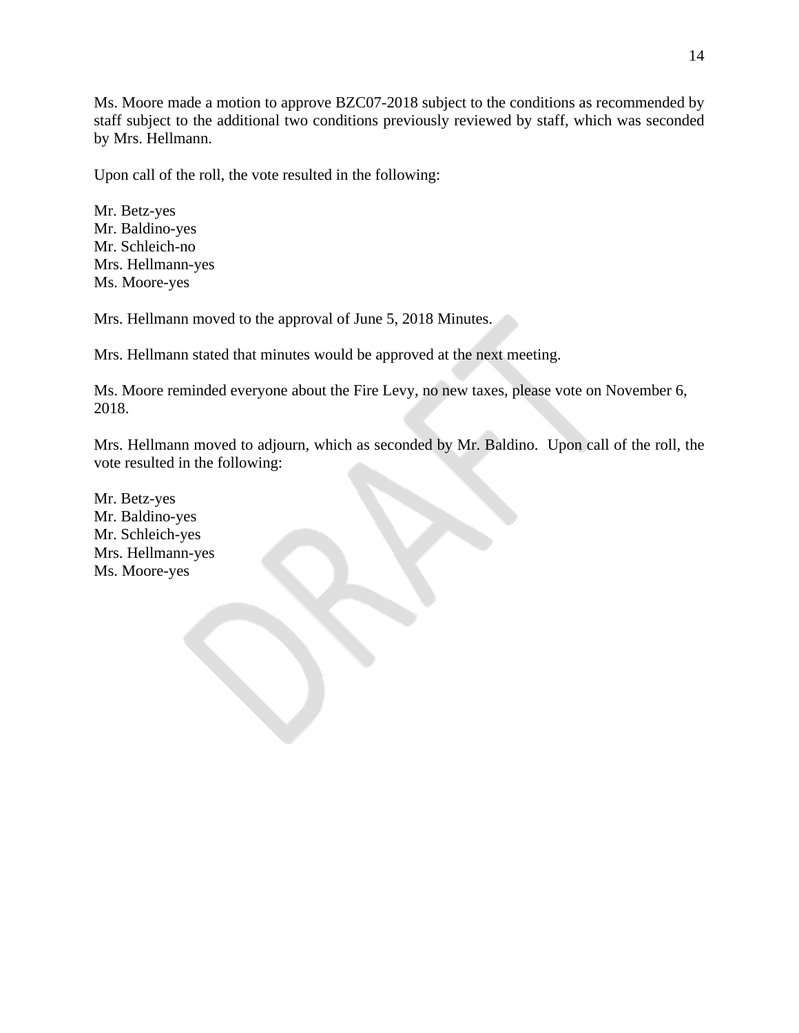Ms. Moore made a motion to approve BZC07-2018 subject to the conditions as recommended by staff subject to the additional two conditions previously reviewed by staff, which was seconded by Mrs. Hellmann.

Upon call of the roll, the vote resulted in the following:

Mr. Betz-yes
Mr. Baldino-yes
Mr. Schleich-no
Mrs. Hellmann-yes
Ms. Moore-yes

Mrs. Hellmann moved to the approval of June 5, 2018 Minutes.

Mrs. Hellmann stated that minutes would be approved at the next meeting.

Ms. Moore reminded everyone about the Fire Levy, no new taxes, please vote on November 6, 2018.

Mrs. Hellmann moved to adjourn, which as seconded by Mr. Baldino. Upon call of the roll, the vote resulted in the following:

Mr. Betz-yes
Mr. Baldino-yes
Mr. Schleich-yes
Mrs. Hellmann-yes
Ms. Moore-yes